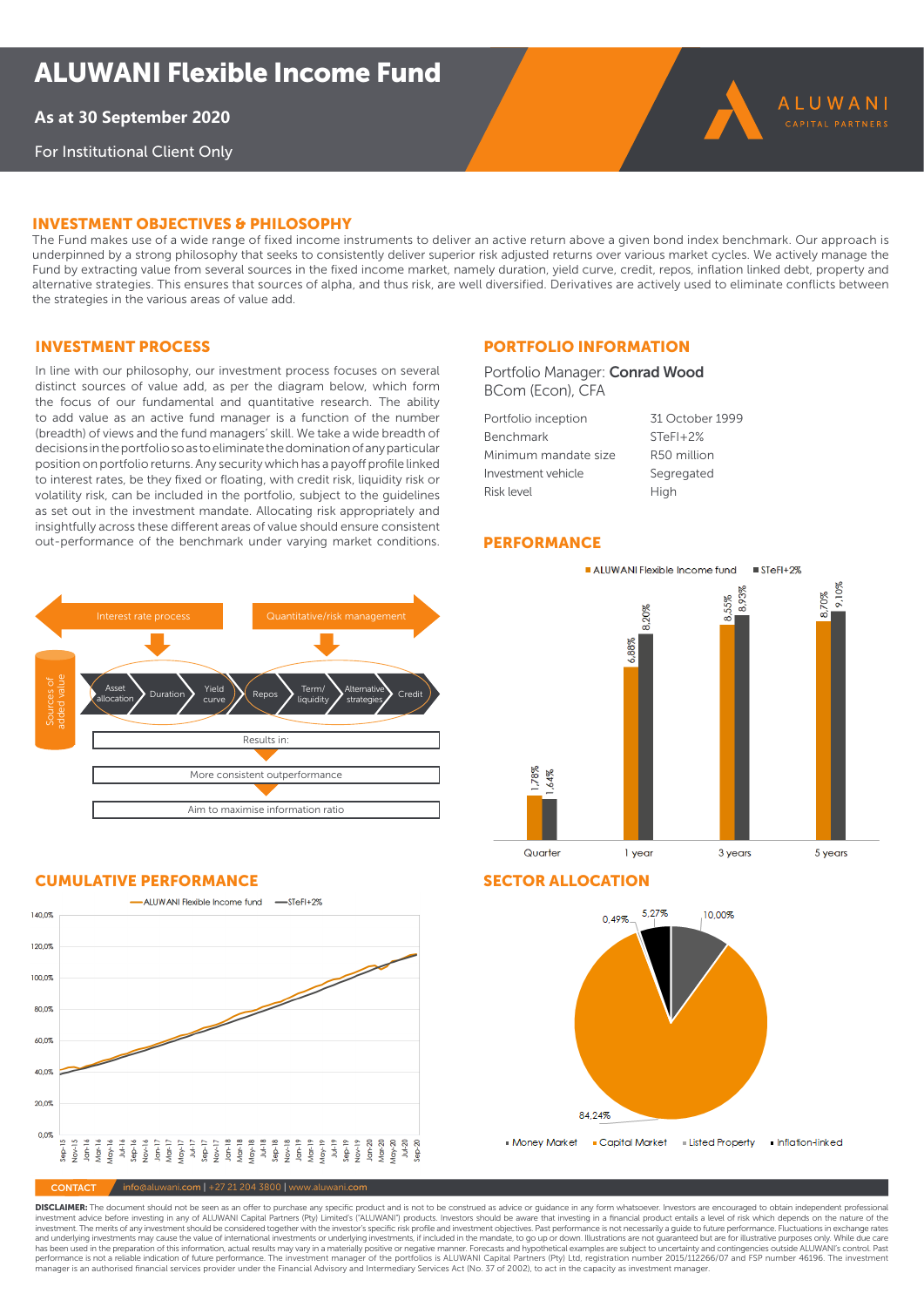# ALUWANI Flexible Income Fund

**As at 30 September 2020**

For Institutional Client Only

ALUWANI CAPITAL PARTNERS

## INVESTMENT OBJECTIVES & PHILOSOPHY

The Fund makes use of a wide range of fixed income instruments to deliver an active return above a given bond index benchmark. Our approach is underpinned by a strong philosophy that seeks to consistently deliver superior risk adjusted returns over various market cycles. We actively manage the Fund by extracting value from several sources in the fixed income market, namely duration, yield curve, credit, repos, inflation linked debt, property and alternative strategies. This ensures that sources of alpha, and thus risk, are well diversified. Derivatives are actively used to eliminate conflicts between the strategies in the various areas of value add.

## INVESTMENT PROCESS

In line with our philosophy, our investment process focuses on several distinct sources of value add, as per the diagram below, which form the focus of our fundamental and quantitative research. The ability to add value as an active fund manager is a function of the number (breadth) of views and the fund managers' skill. We take a wide breadth of decisions in the portfolio so as to eliminate the domination of any particular position on portfolio returns. Any security which has a payoff profile linked to interest rates, be they fixed or floating, with credit risk, liquidity risk or volatility risk, can be included in the portfolio, subject to the guidelines as set out in the investment mandate. Allocating risk appropriately and insightfully across these different areas of value should ensure consistent out-performance of the benchmark under varying market conditions.

Interest rate process | Quantitative/risk management

Sources of added value: Asset allocation → Duration → Yield curve → Repos → Term/liquidity → Alternative strategies → Credit

Results in:

More consistent outperformance

Aim to maximise information ratio

## PORTFOLIO INFORMATION

Portfolio Manager: **Conrad Wood**
BCom (Econ), CFA

| | |
|---|---|
| Portfolio inception | 31 October 1999 |
| Benchmark | STeFI+2% |
| Minimum mandate size | R50 million |
| Investment vehicle | Segregated |
| Risk level | High |

## PERFORMANCE

| | Quarter | 1 year | 3 years | 5 years |
|---|---|---|---|---|
| ALUWANI Flexible Income fund | 1.78% | 6.88% | 8.55% | 8.70% |
| STeFI+2% | 1.64% | 8.20% | 8.93% | 9.10% |

## CUMULATIVE PERFORMANCE

Chart: ALUWANI Flexible Income fund vs STeFI+2%, Sep-15 to Sep-20 (y-axis 0.0% to 140.0%)

## SECTOR ALLOCATION

| Sector | Allocation |
|---|---|
| Money Market | 10.00% |
| Capital Market | 84.24% |
| Listed Property | 0.49% |
| Inflation-linked | 5.27% |

**CONTACT** info@aluwani.com | +27 21 204 3800 | www.aluwani.com

**DISCLAIMER:** The document should not be seen as an offer to purchase any specific product and is not to be construed as advice or guidance in any form whatsoever. Investors are encouraged to obtain independent professional investment advice before investing in any of ALUWANI Capital Partners (Pty) Limited's ("ALUWANI") products. Investors should be aware that investing in a financial product entails a level of risk which depends on the nature of the investment. The merits of any investment should be considered together with the investor's specific risk profile and investment objectives. Past performance is not necessarily a guide to future performance. Fluctuations in exchange rates and underlying investments may cause the value of international investments or underlying investments, if included in the mandate, to go up or down. Illustrations are not guaranteed but are for illustrative purposes only. While due care has been used in the preparation of this information, actual results may vary in a materially positive or negative manner. Forecasts and hypothetical examples are subject to uncertainty and contingencies outside ALUWANI's control. Past performance is not a reliable indication of future performance. The investment manager of the portfolios is ALUWANI Capital Partners (Pty) Ltd, registration number 2015/112266/07 and FSP number 46196. The investment manager is an authorised financial services provider under the Financial Advisory and Intermediary Services Act (No. 37 of 2002), to act in the capacity as investment manager.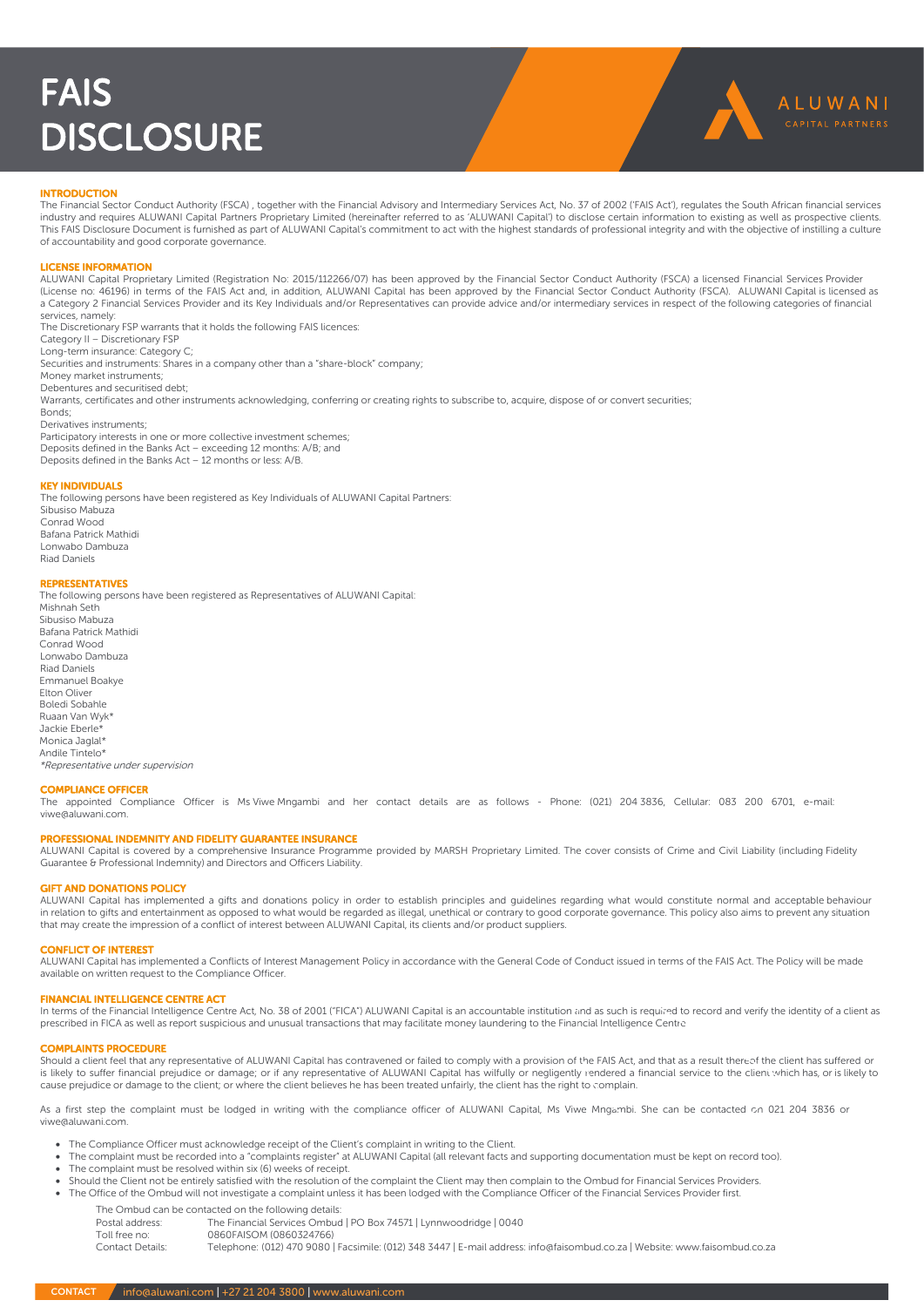# FAIS DISCLOSURE

ALUWANI
CAPITAL PARTNERS

## INTRODUCTION

The Financial Sector Conduct Authority (FSCA) , together with the Financial Advisory and Intermediary Services Act, No. 37 of 2002 ('FAIS Act'), regulates the South African financial services industry and requires ALUWANI Capital Partners Proprietary Limited (hereinafter referred to as 'ALUWANI Capital') to disclose certain information to existing as well as prospective clients. This FAIS Disclosure Document is furnished as part of ALUWANI Capital's commitment to act with the highest standards of professional integrity and with the objective of instilling a culture of accountability and good corporate governance.

## LICENSE INFORMATION

ALUWANI Capital Proprietary Limited (Registration No: 2015/112266/07) has been approved by the Financial Sector Conduct Authority (FSCA) a licensed Financial Services Provider (License no: 46196) in terms of the FAIS Act and, in addition, ALUWANI Capital has been approved by the Financial Sector Conduct Authority (FSCA). ALUWANI Capital is licensed as a Category 2 Financial Services Provider and its Key Individuals and/or Representatives can provide advice and/or intermediary services in respect of the following categories of financial services, namely:

The Discretionary FSP warrants that it holds the following FAIS licences:
Category II – Discretionary FSP
Long-term insurance: Category C;
Securities and instruments: Shares in a company other than a "share-block" company;
Money market instruments;
Debentures and securitised debt;
Warrants, certificates and other instruments acknowledging, conferring or creating rights to subscribe to, acquire, dispose of or convert securities;
Bonds;
Derivatives instruments;
Participatory interests in one or more collective investment schemes;
Deposits defined in the Banks Act – exceeding 12 months: A/B; and
Deposits defined in the Banks Act – 12 months or less: A/B.

## KEY INDIVIDUALS

The following persons have been registered as Key Individuals of ALUWANI Capital Partners:
Sibusiso Mabuza
Conrad Wood
Bafana Patrick Mathidi
Lonwabo Dambuza
Riad Daniels

## REPRESENTATIVES

The following persons have been registered as Representatives of ALUWANI Capital:
Mishnah Seth
Sibusiso Mabuza
Bafana Patrick Mathidi
Conrad Wood
Lonwabo Dambuza
Riad Daniels
Emmanuel Boakye
Elton Oliver
Boledi Sobahle
Ruaan Van Wyk*
Jackie Eberle*
Monica Jaglal*
Andile Tintelo*
*\*Representative under supervision*

## COMPLIANCE OFFICER

The appointed Compliance Officer is Ms Viwe Mngambi and her contact details are as follows - Phone: (021) 204 3836, Cellular: 083 200 6701, e-mail: viwe@aluwani.com.

## PROFESSIONAL INDEMNITY AND FIDELITY GUARANTEE INSURANCE

ALUWANI Capital is covered by a comprehensive Insurance Programme provided by MARSH Proprietary Limited. The cover consists of Crime and Civil Liability (including Fidelity Guarantee & Professional Indemnity) and Directors and Officers Liability.

## GIFT AND DONATIONS POLICY

ALUWANI Capital has implemented a gifts and donations policy in order to establish principles and guidelines regarding what would constitute normal and acceptable behaviour in relation to gifts and entertainment as opposed to what would be regarded as illegal, unethical or contrary to good corporate governance. This policy also aims to prevent any situation that may create the impression of a conflict of interest between ALUWANI Capital, its clients and/or product suppliers.

## CONFLICT OF INTEREST

ALUWANI Capital has implemented a Conflicts of Interest Management Policy in accordance with the General Code of Conduct issued in terms of the FAIS Act. The Policy will be made available on written request to the Compliance Officer.

## FINANCIAL INTELLIGENCE CENTRE ACT

In terms of the Financial Intelligence Centre Act, No. 38 of 2001 ("FICA") ALUWANI Capital is an accountable institution and as such is required to record and verify the identity of a client as prescribed in FICA as well as report suspicious and unusual transactions that may facilitate money laundering to the Financial Intelligence Centre

## COMPLAINTS PROCEDURE

Should a client feel that any representative of ALUWANI Capital has contravened or failed to comply with a provision of the FAIS Act, and that as a result thereof the client has suffered or is likely to suffer financial prejudice or damage; or if any representative of ALUWANI Capital has wilfully or negligently rendered a financial service to the client which has, or is likely to cause prejudice or damage to the client; or where the client believes he has been treated unfairly, the client has the right to complain.

As a first step the complaint must be lodged in writing with the compliance officer of ALUWANI Capital, Ms Viwe Mngambi. She can be contacted on 021 204 3836 or viwe@aluwani.com.

- The Compliance Officer must acknowledge receipt of the Client's complaint in writing to the Client.
- The complaint must be recorded into a "complaints register" at ALUWANI Capital (all relevant facts and supporting documentation must be kept on record too).
- The complaint must be resolved within six (6) weeks of receipt.
- Should the Client not be entirely satisfied with the resolution of the complaint the Client may then complain to the Ombud for Financial Services Providers.
- The Office of the Ombud will not investigate a complaint unless it has been lodged with the Compliance Officer of the Financial Services Provider first.

The Ombud can be contacted on the following details:

| | |
|---|---|
| Postal address: | The Financial Services Ombud \| PO Box 74571 \| Lynnwoodridge \| 0040 |
| Toll free no: | 0860FAISOM (0860324766) |
| Contact Details: | Telephone: (012) 470 9080 \| Facsimile: (012) 348 3447 \| E-mail address: info@faisombud.co.za \| Website: www.faisombud.co.za |

CONTACT info@aluwani.com | +27 21 204 3800 | www.aluwani.com